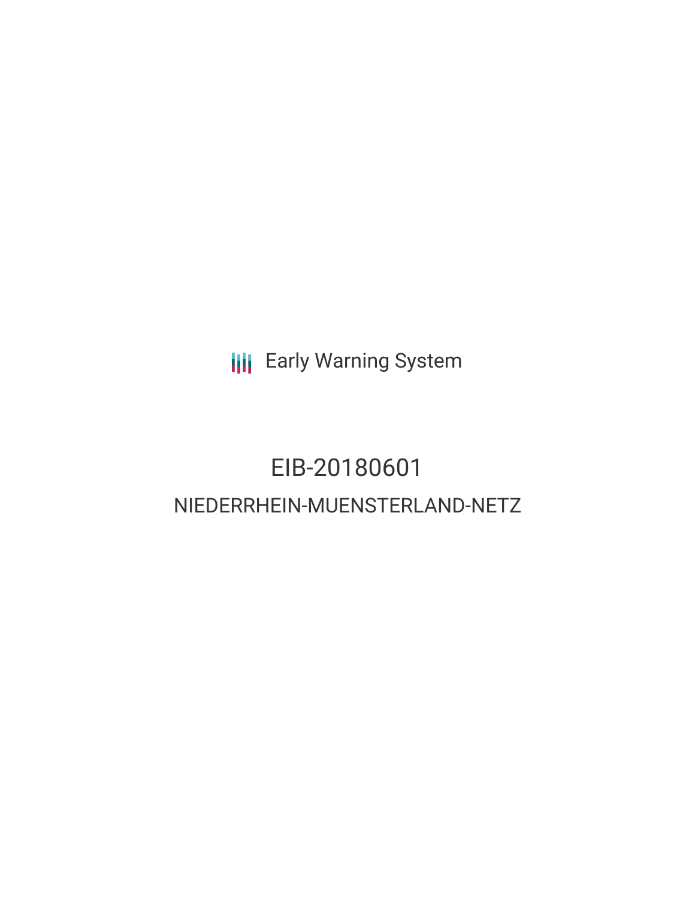Early Warning System

# EIB-20180601

## NIEDERRHEIN-MUENSTERLAND-NETZ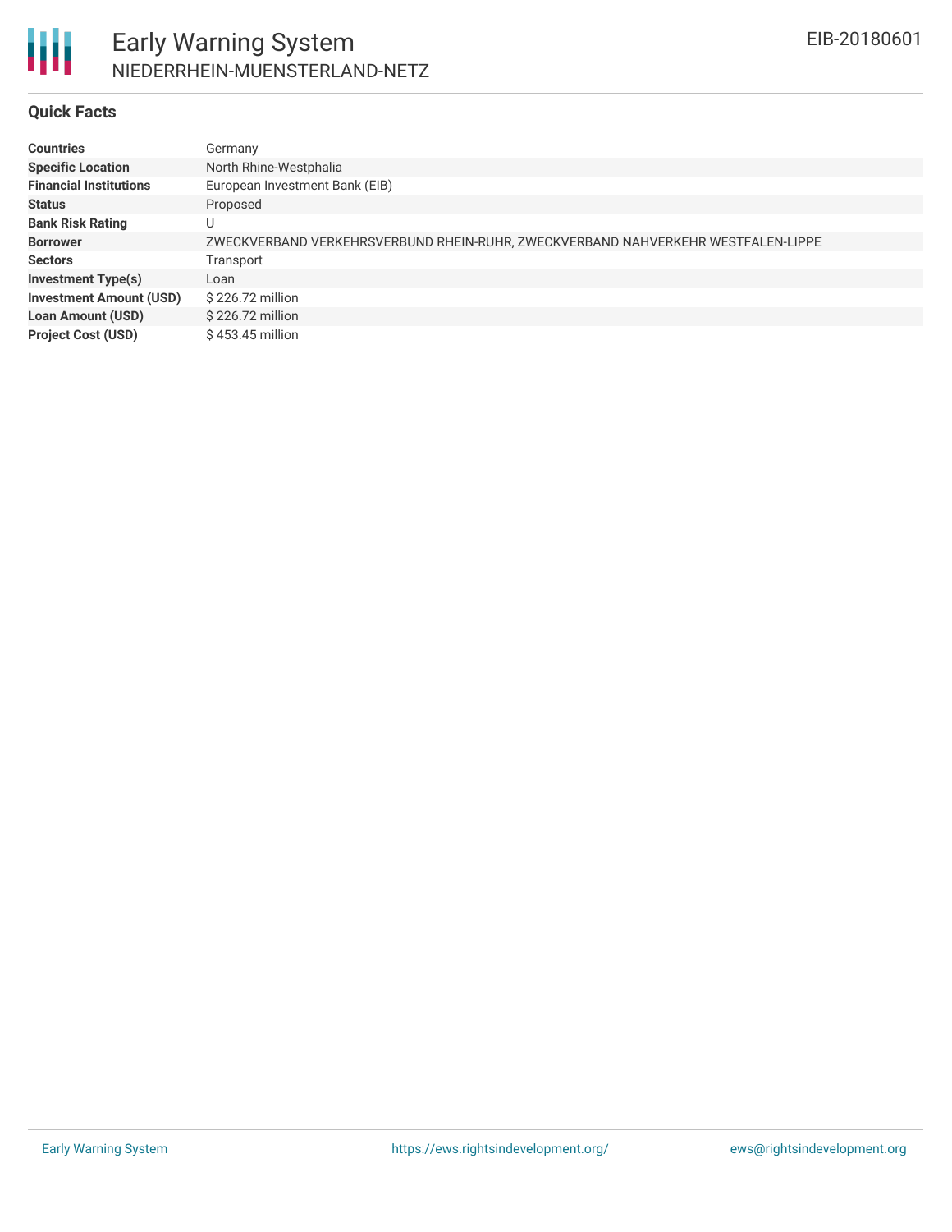## Quick Facts

| | |
|---|---|
| **Countries** | Germany |
| **Specific Location** | North Rhine-Westphalia |
| **Financial Institutions** | European Investment Bank (EIB) |
| **Status** | Proposed |
| **Bank Risk Rating** | U |
| **Borrower** | ZWECKVERBAND VERKEHRSVERBUND RHEIN-RUHR, ZWECKVERBAND NAHVERKEHR WESTFALEN-LIPPE |
| **Sectors** | Transport |
| **Investment Type(s)** | Loan |
| **Investment Amount (USD)** | $ 226.72 million |
| **Loan Amount (USD)** | $ 226.72 million |
| **Project Cost (USD)** | $ 453.45 million |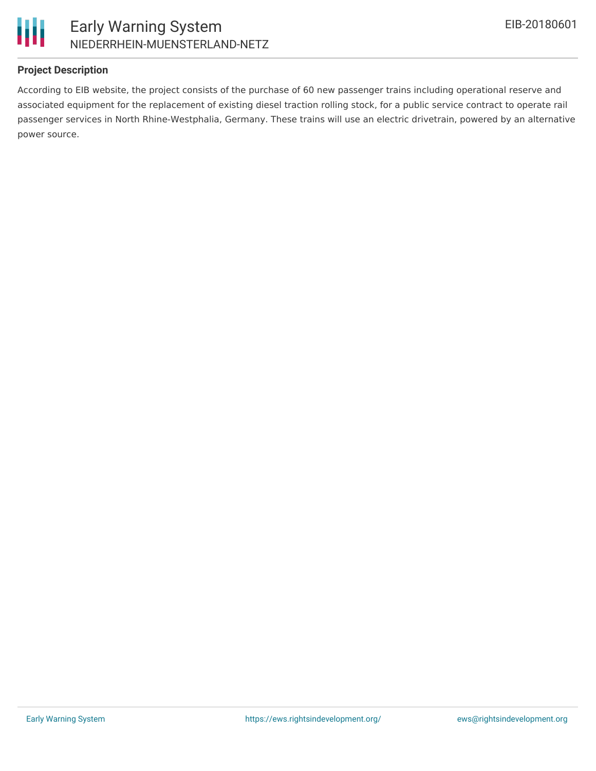**Project Description**

According to EIB website, the project consists of the purchase of 60 new passenger trains including operational reserve and associated equipment for the replacement of existing diesel traction rolling stock, for a public service contract to operate rail passenger services in North Rhine-Westphalia, Germany. These trains will use an electric drivetrain, powered by an alternative power source.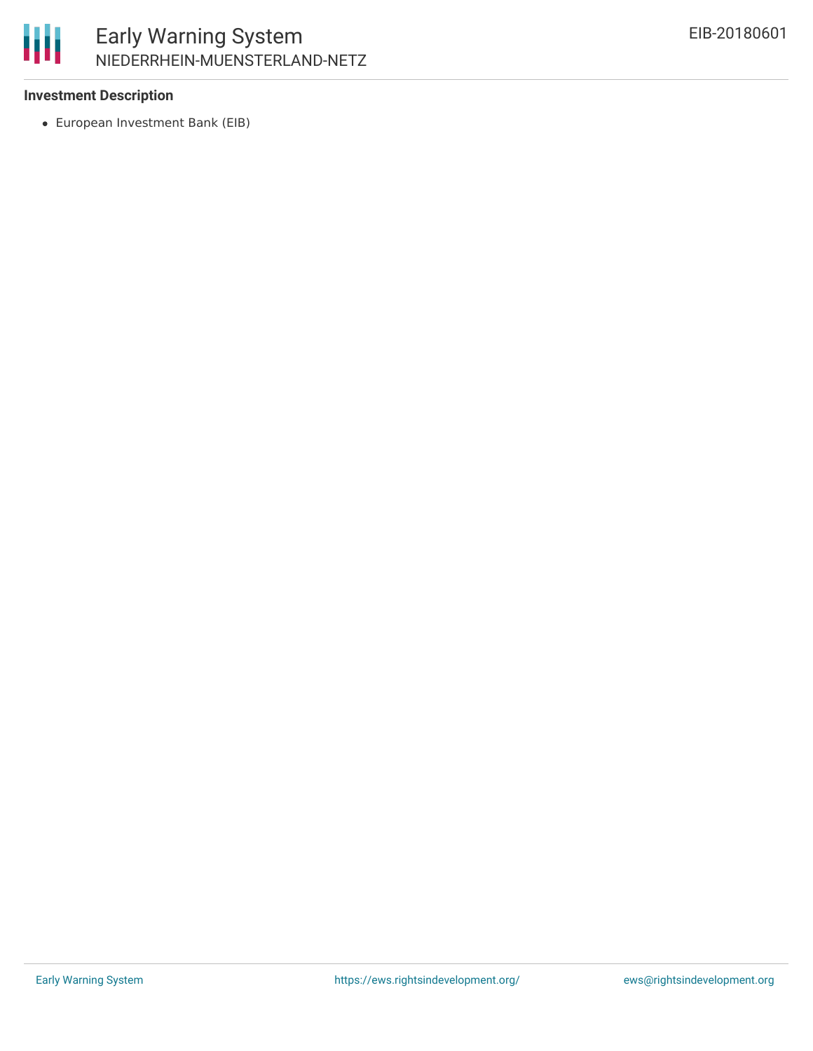### Investment Description

- European Investment Bank (EIB)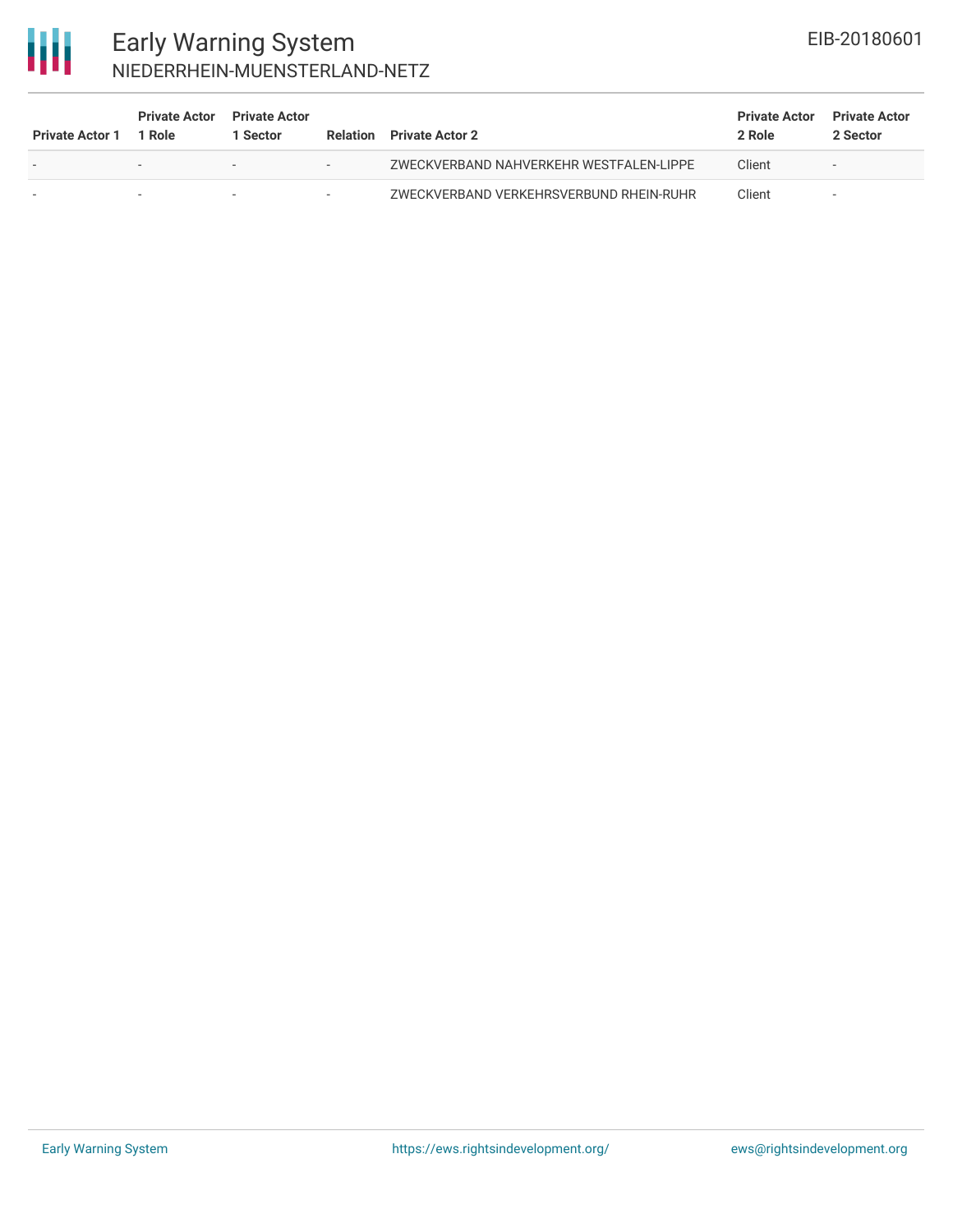| Private Actor 1 | Private Actor 1 Role | Private Actor 1 Sector | Relation | Private Actor 2 | Private Actor 2 Role | Private Actor 2 Sector |
|---|---|---|---|---|---|---|
| - | - | - | - | ZWECKVERBAND NAHVERKEHR WESTFALEN-LIPPE | Client | - |
| - | - | - | - | ZWECKVERBAND VERKEHRSVERBUND RHEIN-RUHR | Client | - |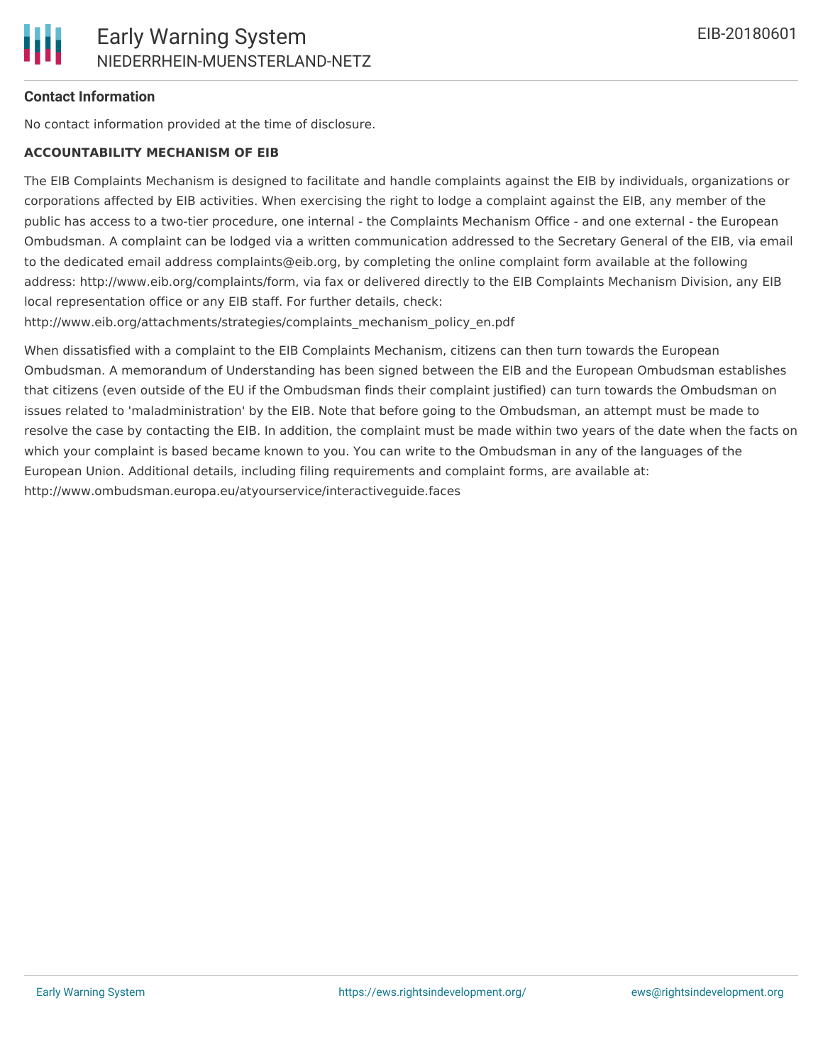**Contact Information**

No contact information provided at the time of disclosure.

**ACCOUNTABILITY MECHANISM OF EIB**

The EIB Complaints Mechanism is designed to facilitate and handle complaints against the EIB by individuals, organizations or corporations affected by EIB activities. When exercising the right to lodge a complaint against the EIB, any member of the public has access to a two-tier procedure, one internal - the Complaints Mechanism Office - and one external - the European Ombudsman. A complaint can be lodged via a written communication addressed to the Secretary General of the EIB, via email to the dedicated email address complaints@eib.org, by completing the online complaint form available at the following address: http://www.eib.org/complaints/form, via fax or delivered directly to the EIB Complaints Mechanism Division, any EIB local representation office or any EIB staff. For further details, check: http://www.eib.org/attachments/strategies/complaints_mechanism_policy_en.pdf

When dissatisfied with a complaint to the EIB Complaints Mechanism, citizens can then turn towards the European Ombudsman. A memorandum of Understanding has been signed between the EIB and the European Ombudsman establishes that citizens (even outside of the EU if the Ombudsman finds their complaint justified) can turn towards the Ombudsman on issues related to 'maladministration' by the EIB. Note that before going to the Ombudsman, an attempt must be made to resolve the case by contacting the EIB. In addition, the complaint must be made within two years of the date when the facts on which your complaint is based became known to you. You can write to the Ombudsman in any of the languages of the European Union. Additional details, including filing requirements and complaint forms, are available at: http://www.ombudsman.europa.eu/atyourservice/interactiveguide.faces